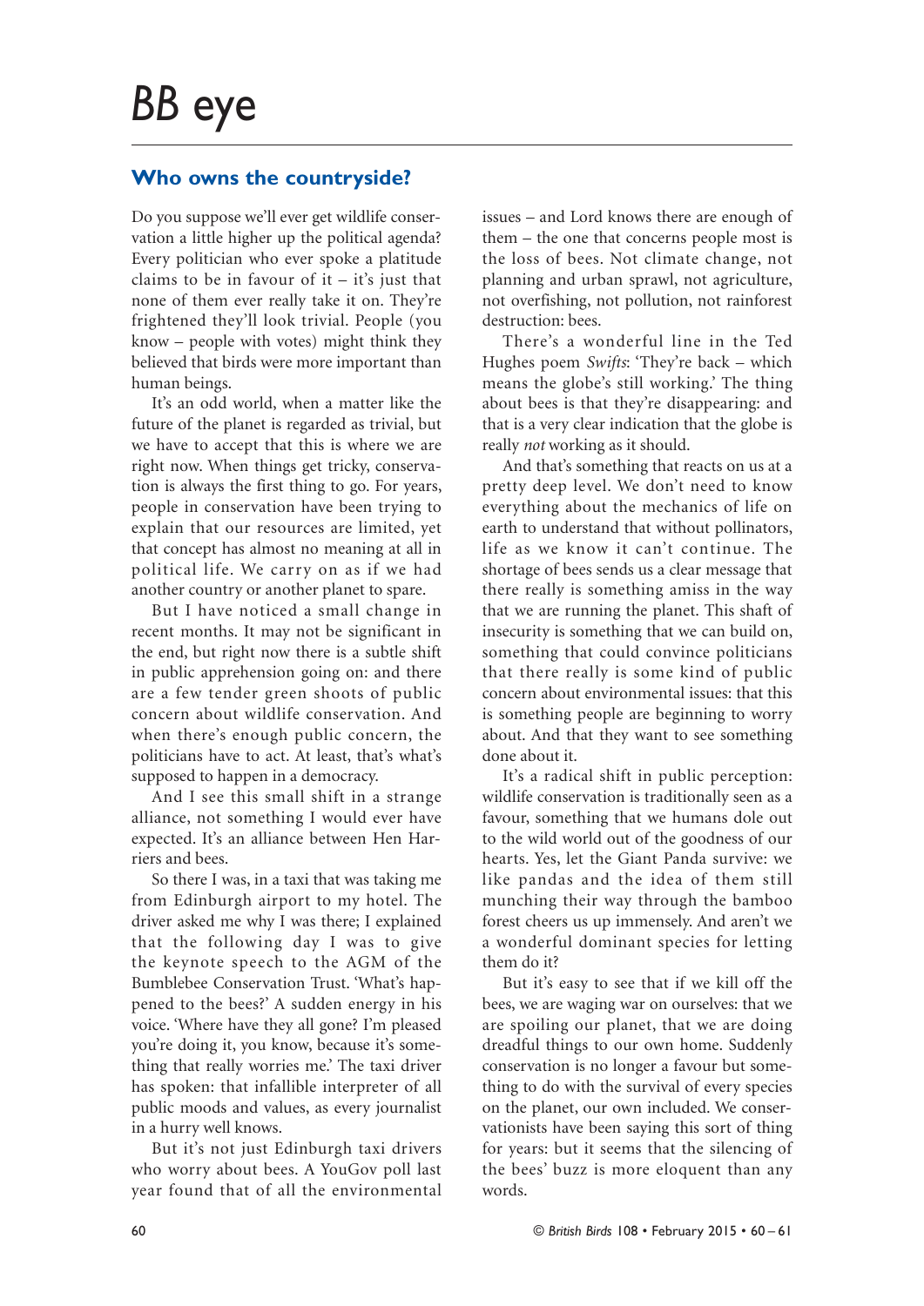# *BB* eye

## Who owns the countryside?

Do you suppose we'll ever get wildlife conservation a little higher up the political agenda? Every politician who ever spoke a platitude claims to be in favour of it – it's just that none of them ever really take it on. They're frightened they'll look trivial. People (you know – people with votes) might think they believed that birds were more important than human beings.

It's an odd world, when a matter like the future of the planet is regarded as trivial, but we have to accept that this is where we are right now. When things get tricky, conservation is always the first thing to go. For years, people in conservation have been trying to explain that our resources are limited, yet that concept has almost no meaning at all in political life. We carry on as if we had another country or another planet to spare.

But I have noticed a small change in recent months. It may not be significant in the end, but right now there is a subtle shift in public apprehension going on: and there are a few tender green shoots of public concern about wildlife conservation. And when there's enough public concern, the politicians have to act. At least, that's what's supposed to happen in a democracy.

And I see this small shift in a strange alliance, not something I would ever have expected. It's an alliance between Hen Harriers and bees.

So there I was, in a taxi that was taking me from Edinburgh airport to my hotel. The driver asked me why I was there; I explained that the following day I was to give the keynote speech to the AGM of the Bumblebee Conservation Trust. 'What's happened to the bees?' A sudden energy in his voice. 'Where have they all gone? I'm pleased you're doing it, you know, because it's something that really worries me.' The taxi driver has spoken: that infallible interpreter of all public moods and values, as every journalist in a hurry well knows.

But it's not just Edinburgh taxi drivers who worry about bees. A YouGov poll last year found that of all the environmental issues – and Lord knows there are enough of them – the one that concerns people most is the loss of bees. Not climate change, not planning and urban sprawl, not agriculture, not overfishing, not pollution, not rainforest destruction: bees.

There's a wonderful line in the Ted Hughes poem *Swifts*: 'They're back – which means the globe's still working.' The thing about bees is that they're disappearing: and that is a very clear indication that the globe is really *not* working as it should.

And that's something that reacts on us at a pretty deep level. We don't need to know everything about the mechanics of life on earth to understand that without pollinators, life as we know it can't continue. The shortage of bees sends us a clear message that there really is something amiss in the way that we are running the planet. This shaft of insecurity is something that we can build on, something that could convince politicians that there really is some kind of public concern about environmental issues: that this is something people are beginning to worry about. And that they want to see something done about it.

It's a radical shift in public perception: wildlife conservation is traditionally seen as a favour, something that we humans dole out to the wild world out of the goodness of our hearts. Yes, let the Giant Panda survive: we like pandas and the idea of them still munching their way through the bamboo forest cheers us up immensely. And aren't we a wonderful dominant species for letting them do it?

But it's easy to see that if we kill off the bees, we are waging war on ourselves: that we are spoiling our planet, that we are doing dreadful things to our own home. Suddenly conservation is no longer a favour but something to do with the survival of every species on the planet, our own included. We conservationists have been saying this sort of thing for years: but it seems that the silencing of the bees' buzz is more eloquent than any words.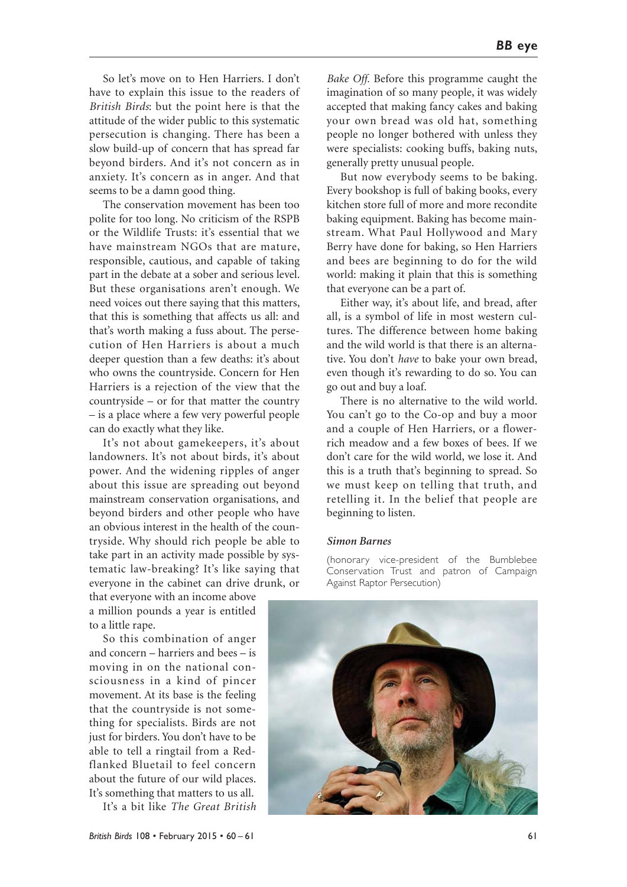So let's move on to Hen Harriers. I don't have to explain this issue to the readers of *British Birds*: but the point here is that the attitude of the wider public to this systematic persecution is changing. There has been a slow build-up of concern that has spread far beyond birders. And it's not concern as in anxiety. It's concern as in anger. And that seems to be a damn good thing.

The conservation movement has been too polite for too long. No criticism of the RSPB or the Wildlife Trusts: it's essential that we have mainstream NGOs that are mature, responsible, cautious, and capable of taking part in the debate at a sober and serious level. But these organisations aren't enough. We need voices out there saying that this matters, that this is something that affects us all: and that's worth making a fuss about. The persecution of Hen Harriers is about a much deeper question than a few deaths: it's about who owns the countryside. Concern for Hen Harriers is a rejection of the view that the countryside – or for that matter the country – is a place where a few very powerful people can do exactly what they like.

It's not about gamekeepers, it's about landowners. It's not about birds, it's about power. And the widening ripples of anger about this issue are spreading out beyond mainstream conservation organisations, and beyond birders and other people who have an obvious interest in the health of the countryside. Why should rich people be able to take part in an activity made possible by systematic law-breaking? It's like saying that everyone in the cabinet can drive drunk, or that everyone with an income above a million pounds a year is entitled to a little rape.

So this combination of anger and concern – harriers and bees – is moving in on the national consciousness in a kind of pincer movement. At its base is the feeling that the countryside is not something for specialists. Birds are not just for birders. You don't have to be able to tell a ringtail from a Red-flanked Bluetail to feel concern about the future of our wild places. It's something that matters to us all.

It's a bit like *The Great British Bake Off.* Before this programme caught the imagination of so many people, it was widely accepted that making fancy cakes and baking your own bread was old hat, something people no longer bothered with unless they were specialists: cooking buffs, baking nuts, generally pretty unusual people.

But now everybody seems to be baking. Every bookshop is full of baking books, every kitchen store full of more and more recondite baking equipment. Baking has become mainstream. What Paul Hollywood and Mary Berry have done for baking, so Hen Harriers and bees are beginning to do for the wild world: making it plain that this is something that everyone can be a part of.

Either way, it's about life, and bread, after all, is a symbol of life in most western cultures. The difference between home baking and the wild world is that there is an alternative. You don't *have* to bake your own bread, even though it's rewarding to do so. You can go out and buy a loaf.

There is no alternative to the wild world. You can't go to the Co-op and buy a moor and a couple of Hen Harriers, or a flower-rich meadow and a few boxes of bees. If we don't care for the wild world, we lose it. And this is a truth that's beginning to spread. So we must keep on telling that truth, and retelling it. In the belief that people are beginning to listen.

***Simon Barnes***

(honorary vice-president of the Bumblebee Conservation Trust and patron of Campaign Against Raptor Persecution)